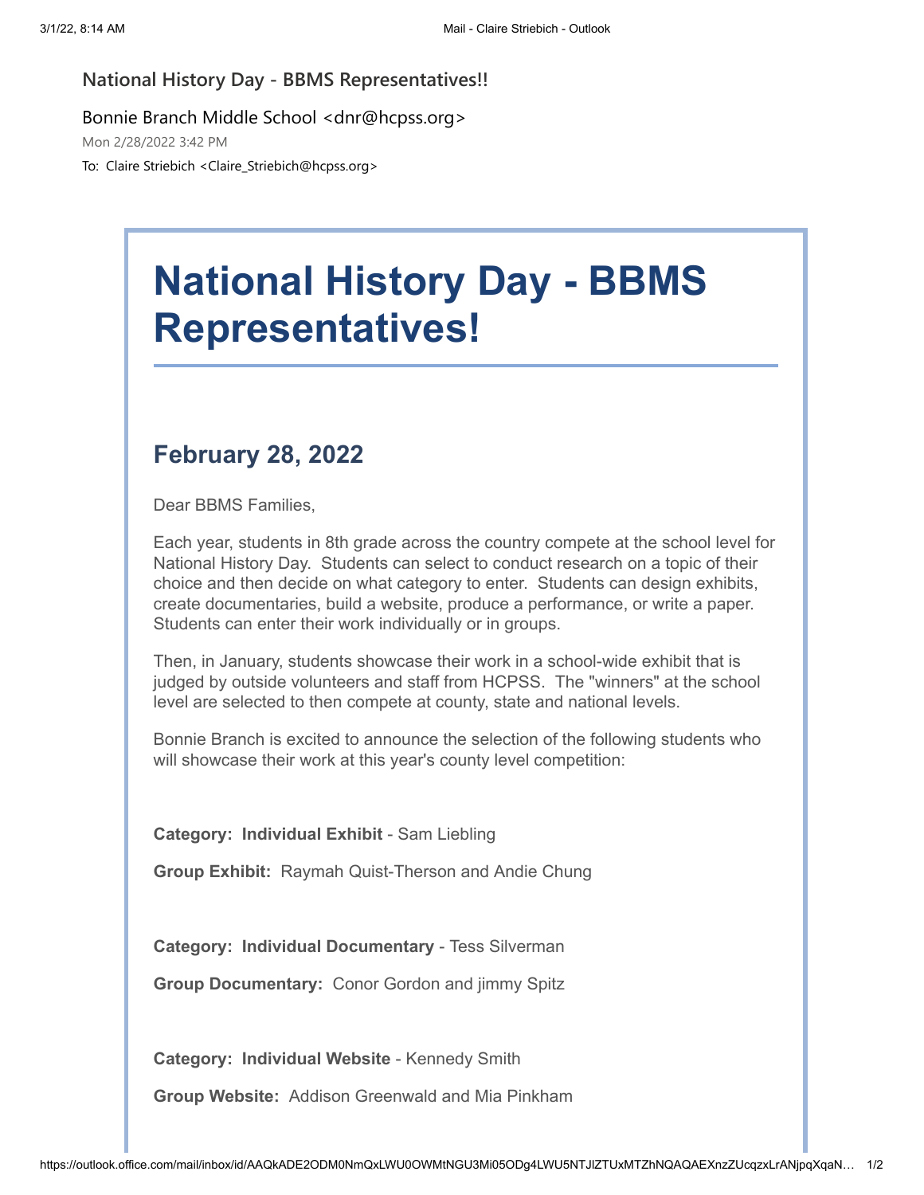**National History Day - BBMS Representatives!!**

Bonnie Branch Middle School <dnr@hcpss.org>

Mon 2/28/2022 3:42 PM

To: Claire Striebich <Claire_Striebich@hcpss.org>

# National History Day - BBMS Representatives!

## February 28, 2022

Dear BBMS Families,

Each year, students in 8th grade across the country compete at the school level for National History Day. Students can select to conduct research on a topic of their choice and then decide on what category to enter. Students can design exhibits, create documentaries, build a website, produce a performance, or write a paper. Students can enter their work individually or in groups.

Then, in January, students showcase their work in a school-wide exhibit that is judged by outside volunteers and staff from HCPSS. The "winners" at the school level are selected to then compete at county, state and national levels.

Bonnie Branch is excited to announce the selection of the following students who will showcase their work at this year's county level competition:

**Category: Individual Exhibit** - Sam Liebling

**Group Exhibit:** Raymah Quist-Therson and Andie Chung

**Category: Individual Documentary** - Tess Silverman

**Group Documentary:** Conor Gordon and jimmy Spitz

**Category: Individual Website** - Kennedy Smith

**Group Website:** Addison Greenwald and Mia Pinkham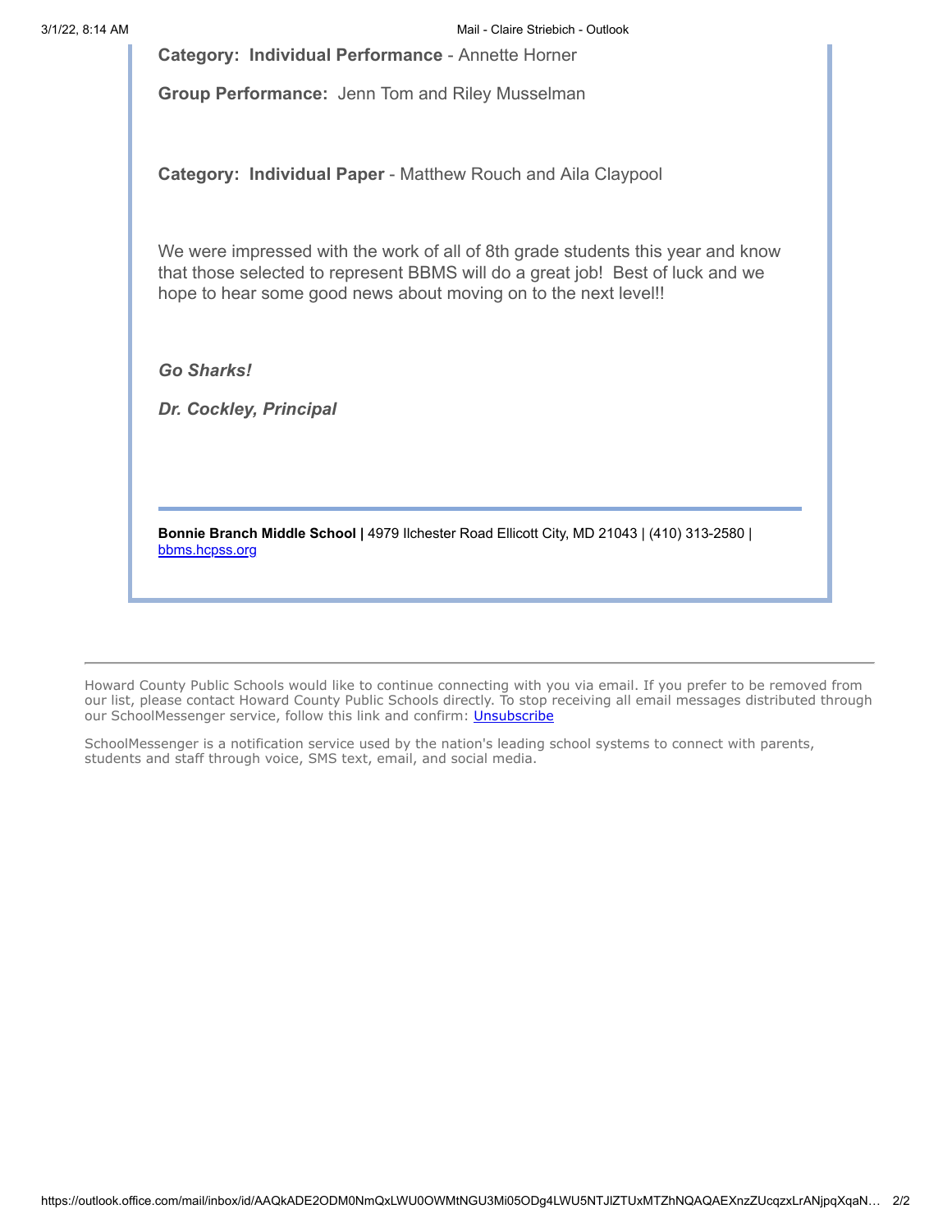**Category: Individual Performance** - Annette Horner

**Group Performance:** Jenn Tom and Riley Musselman

**Category: Individual Paper** - Matthew Rouch and Aila Claypool

We were impressed with the work of all of 8th grade students this year and know that those selected to represent BBMS will do a great job! Best of luck and we hope to hear some good news about moving on to the next level!!

***Go Sharks!***

***Dr. Cockley, Principal***

---

**Bonnie Branch Middle School |** 4979 Ilchester Road Ellicott City, MD 21043 | (410) 313-2580 | bbms.hcpss.org

---

Howard County Public Schools would like to continue connecting with you via email. If you prefer to be removed from our list, please contact Howard County Public Schools directly. To stop receiving all email messages distributed through our SchoolMessenger service, follow this link and confirm: Unsubscribe

SchoolMessenger is a notification service used by the nation's leading school systems to connect with parents, students and staff through voice, SMS text, email, and social media.